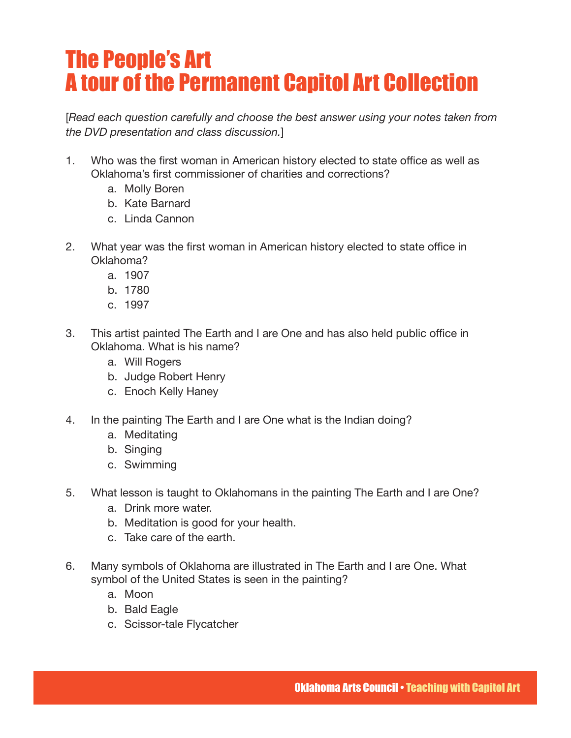# The People's Art
# A tour of the Permanent Capitol Art Collection

[*Read each question carefully and choose the best answer using your notes taken from the DVD presentation and class discussion.*]

1. Who was the first woman in American history elected to state office as well as Oklahoma's first commissioner of charities and corrections?
   a. Molly Boren
   b. Kate Barnard
   c. Linda Cannon

2. What year was the first woman in American history elected to state office in Oklahoma?
   a. 1907
   b. 1780
   c. 1997

3. This artist painted The Earth and I are One and has also held public office in Oklahoma. What is his name?
   a. Will Rogers
   b. Judge Robert Henry
   c. Enoch Kelly Haney

4. In the painting The Earth and I are One what is the Indian doing?
   a. Meditating
   b. Singing
   c. Swimming

5. What lesson is taught to Oklahomans in the painting The Earth and I are One?
   a. Drink more water.
   b. Meditation is good for your health.
   c. Take care of the earth.

6. Many symbols of Oklahoma are illustrated in The Earth and I are One. What symbol of the United States is seen in the painting?
   a. Moon
   b. Bald Eagle
   c. Scissor-tale Flycatcher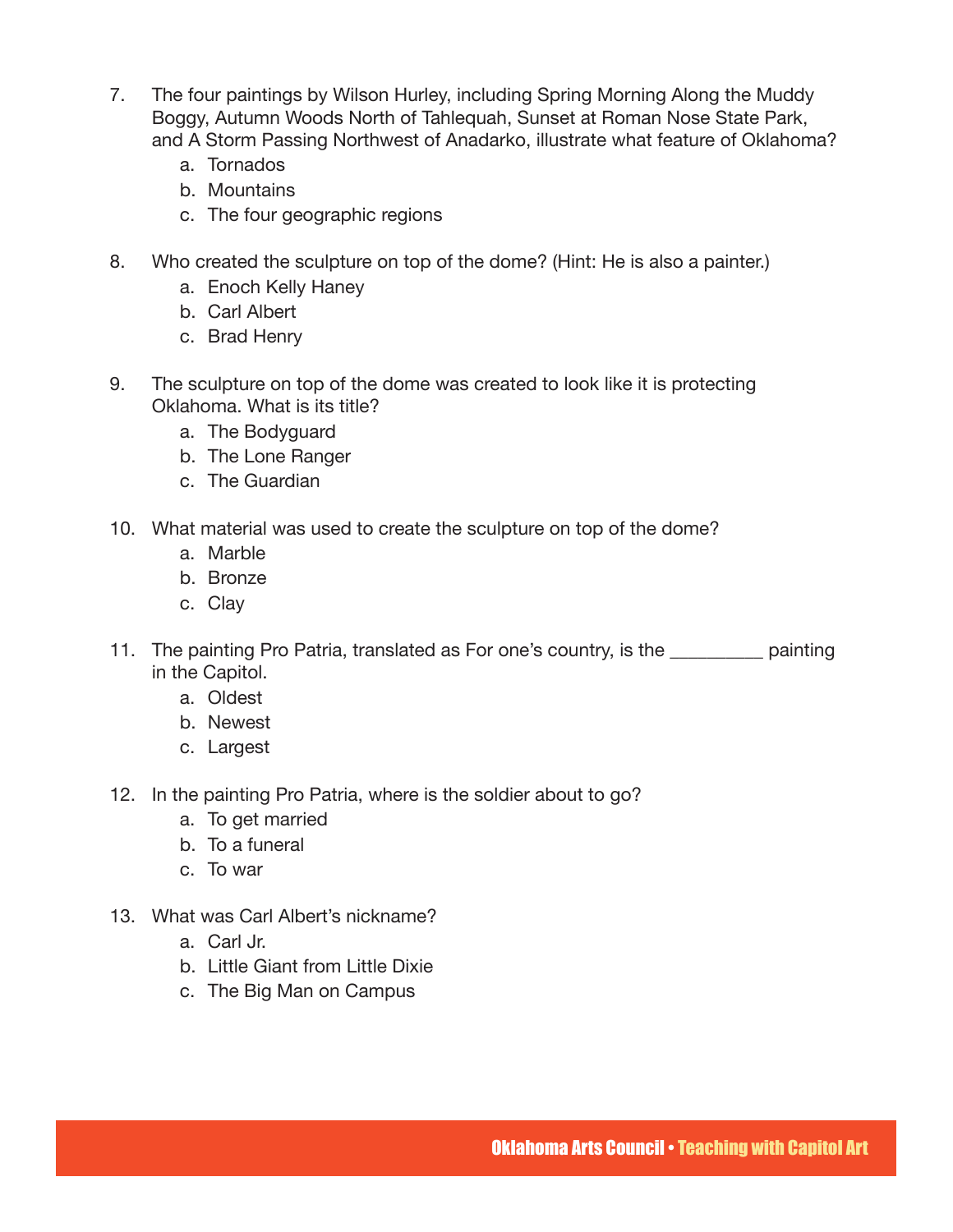7. The four paintings by Wilson Hurley, including Spring Morning Along the Muddy Boggy, Autumn Woods North of Tahlequah, Sunset at Roman Nose State Park, and A Storm Passing Northwest of Anadarko, illustrate what feature of Oklahoma?
    a. Tornados
    b. Mountains
    c. The four geographic regions

8. Who created the sculpture on top of the dome? (Hint: He is also a painter.)
    a. Enoch Kelly Haney
    b. Carl Albert
    c. Brad Henry

9. The sculpture on top of the dome was created to look like it is protecting Oklahoma. What is its title?
    a. The Bodyguard
    b. The Lone Ranger
    c. The Guardian

10. What material was used to create the sculpture on top of the dome?
    a. Marble
    b. Bronze
    c. Clay

11. The painting Pro Patria, translated as For one's country, is the _________ painting in the Capitol.
    a. Oldest
    b. Newest
    c. Largest

12. In the painting Pro Patria, where is the soldier about to go?
    a. To get married
    b. To a funeral
    c. To war

13. What was Carl Albert's nickname?
    a. Carl Jr.
    b. Little Giant from Little Dixie
    c. The Big Man on Campus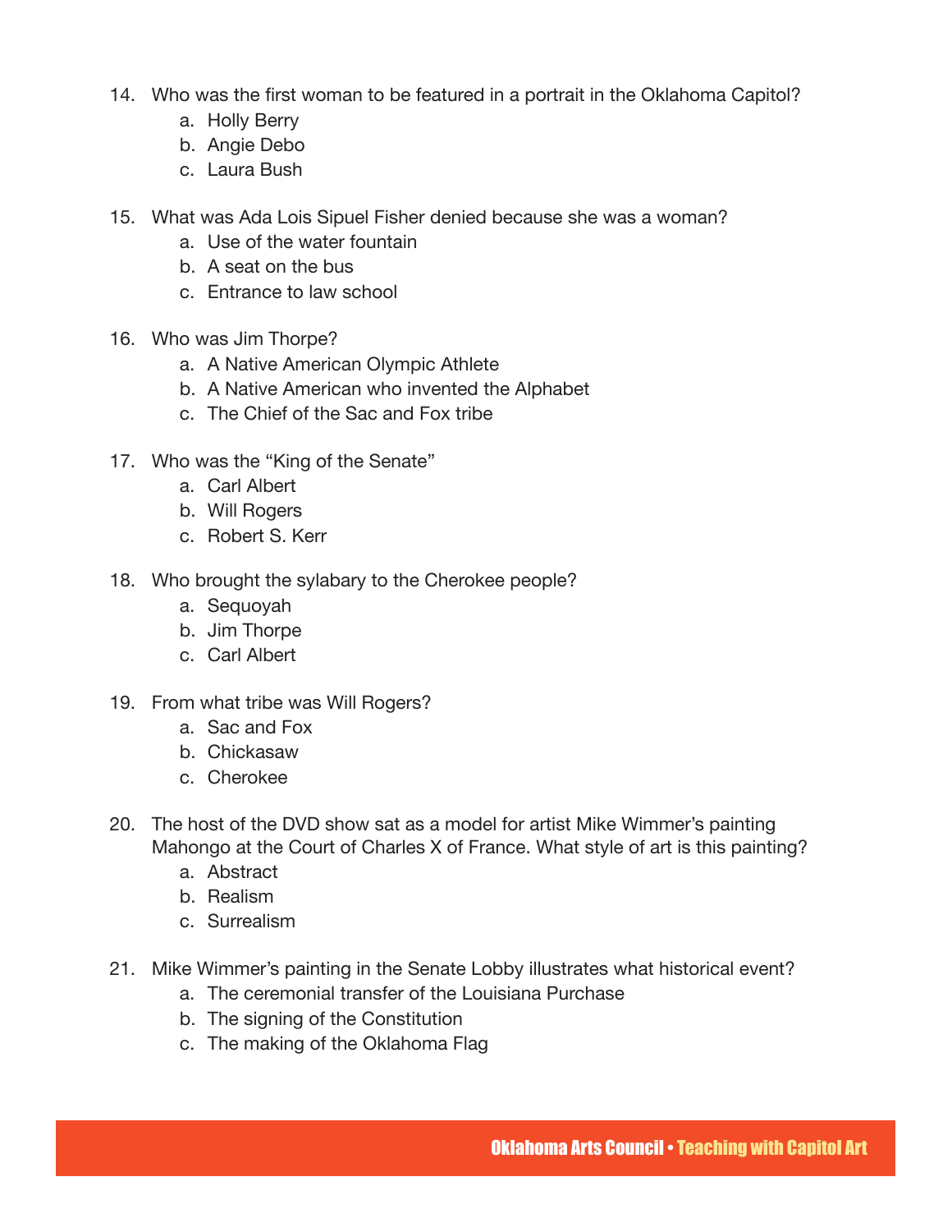14. Who was the first woman to be featured in a portrait in the Oklahoma Capitol?
    a. Holly Berry
    b. Angie Debo
    c. Laura Bush

15. What was Ada Lois Sipuel Fisher denied because she was a woman?
    a. Use of the water fountain
    b. A seat on the bus
    c. Entrance to law school

16. Who was Jim Thorpe?
    a. A Native American Olympic Athlete
    b. A Native American who invented the Alphabet
    c. The Chief of the Sac and Fox tribe

17. Who was the "King of the Senate"
    a. Carl Albert
    b. Will Rogers
    c. Robert S. Kerr

18. Who brought the sylabary to the Cherokee people?
    a. Sequoyah
    b. Jim Thorpe
    c. Carl Albert

19. From what tribe was Will Rogers?
    a. Sac and Fox
    b. Chickasaw
    c. Cherokee

20. The host of the DVD show sat as a model for artist Mike Wimmer's painting Mahongo at the Court of Charles X of France. What style of art is this painting?
    a. Abstract
    b. Realism
    c. Surrealism

21. Mike Wimmer's painting in the Senate Lobby illustrates what historical event?
    a. The ceremonial transfer of the Louisiana Purchase
    b. The signing of the Constitution
    c. The making of the Oklahoma Flag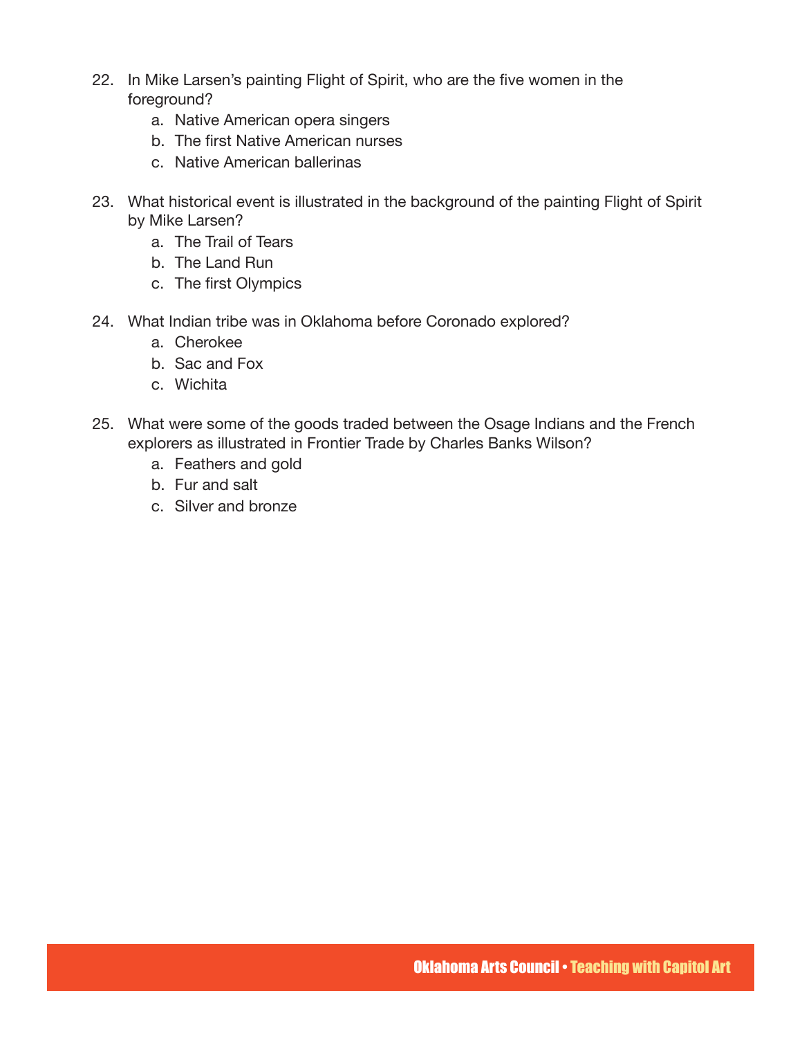22. In Mike Larsen's painting Flight of Spirit, who are the five women in the foreground?
    a. Native American opera singers
    b. The first Native American nurses
    c. Native American ballerinas

23. What historical event is illustrated in the background of the painting Flight of Spirit by Mike Larsen?
    a. The Trail of Tears
    b. The Land Run
    c. The first Olympics

24. What Indian tribe was in Oklahoma before Coronado explored?
    a. Cherokee
    b. Sac and Fox
    c. Wichita

25. What were some of the goods traded between the Osage Indians and the French explorers as illustrated in Frontier Trade by Charles Banks Wilson?
    a. Feathers and gold
    b. Fur and salt
    c. Silver and bronze